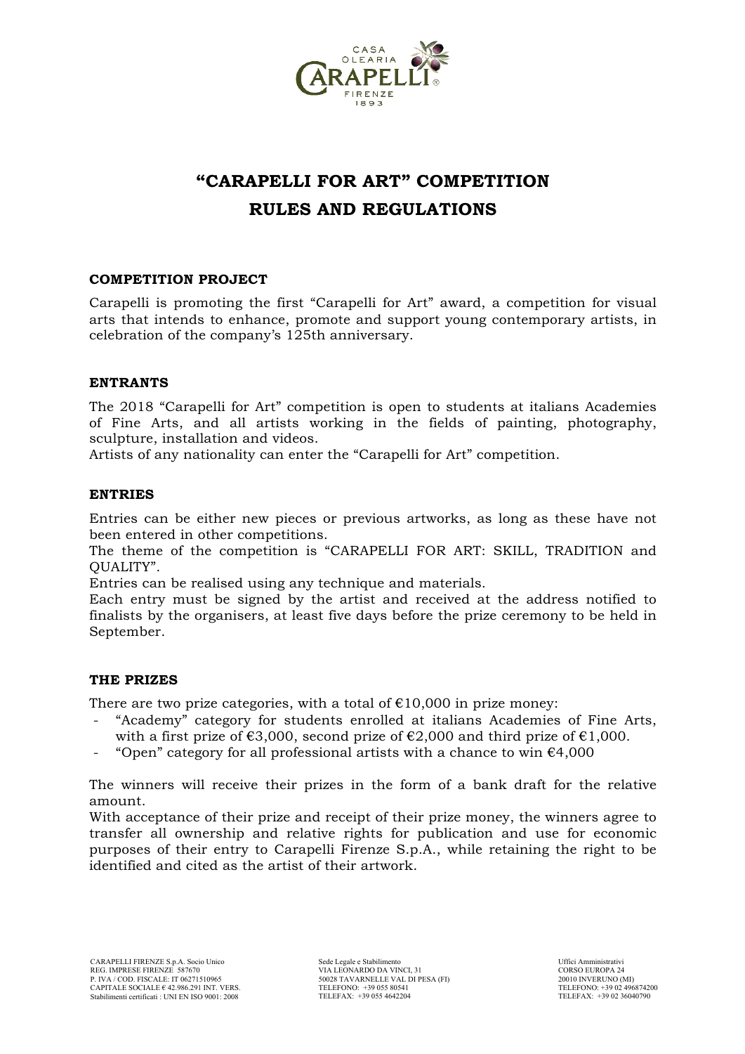# "CARAPELLI FOR ART" COMPETITION RULES AND REGULATIONS

## COMPETITION PROJECT

Carapelli is promoting the first "Carapelli for Art" award, a competition for visual arts that intends to enhance, promote and support young contemporary artists, in celebration of the company's 125th anniversary.

## ENTRANTS

The 2018 "Carapelli for Art" competition is open to students at italians Academies of Fine Arts, and all artists working in the fields of painting, photography, sculpture, installation and videos.

Artists of any nationality can enter the "Carapelli for Art" competition.

## ENTRIES

Entries can be either new pieces or previous artworks, as long as these have not been entered in other competitions.

The theme of the competition is "CARAPELLI FOR ART: SKILL, TRADITION and QUALITY".

Entries can be realised using any technique and materials.

Each entry must be signed by the artist and received at the address notified to finalists by the organisers, at least five days before the prize ceremony to be held in September.

## THE PRIZES

There are two prize categories, with a total of €10,000 in prize money:

- "Academy" category for students enrolled at italians Academies of Fine Arts, with a first prize of €3,000, second prize of €2,000 and third prize of €1,000.
- "Open" category for all professional artists with a chance to win €4,000

The winners will receive their prizes in the form of a bank draft for the relative amount.

With acceptance of their prize and receipt of their prize money, the winners agree to transfer all ownership and relative rights for publication and use for economic purposes of their entry to Carapelli Firenze S.p.A., while retaining the right to be identified and cited as the artist of their artwork.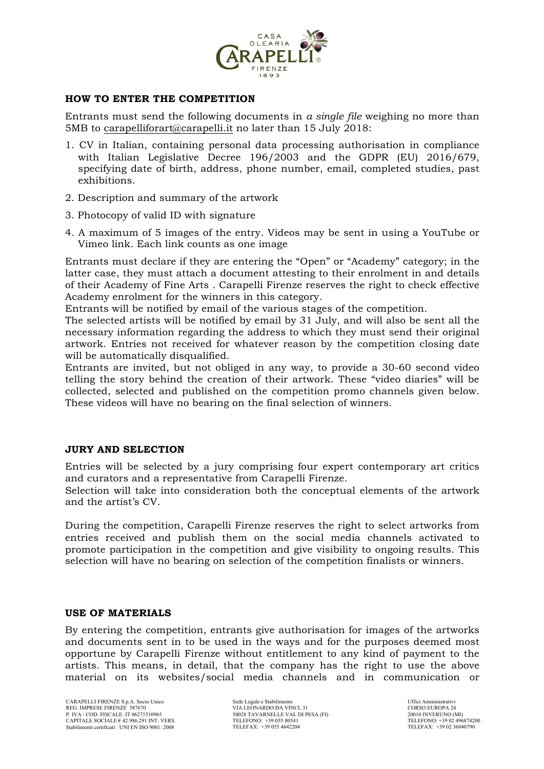## HOW TO ENTER THE COMPETITION

Entrants must send the following documents in *a single file* weighing no more than 5MB to carapelliforart@carapelli.it no later than 15 July 2018:

1. CV in Italian, containing personal data processing authorisation in compliance with Italian Legislative Decree 196/2003 and the GDPR (EU) 2016/679, specifying date of birth, address, phone number, email, completed studies, past exhibitions.
2. Description and summary of the artwork
3. Photocopy of valid ID with signature
4. A maximum of 5 images of the entry. Videos may be sent in using a YouTube or Vimeo link. Each link counts as one image

Entrants must declare if they are entering the "Open" or "Academy" category; in the latter case, they must attach a document attesting to their enrolment in and details of their Academy of Fine Arts . Carapelli Firenze reserves the right to check effective Academy enrolment for the winners in this category.

Entrants will be notified by email of the various stages of the competition.

The selected artists will be notified by email by 31 July, and will also be sent all the necessary information regarding the address to which they must send their original artwork. Entries not received for whatever reason by the competition closing date will be automatically disqualified.

Entrants are invited, but not obliged in any way, to provide a 30-60 second video telling the story behind the creation of their artwork. These "video diaries" will be collected, selected and published on the competition promo channels given below. These videos will have no bearing on the final selection of winners.

## JURY AND SELECTION

Entries will be selected by a jury comprising four expert contemporary art critics and curators and a representative from Carapelli Firenze.

Selection will take into consideration both the conceptual elements of the artwork and the artist's CV.

During the competition, Carapelli Firenze reserves the right to select artworks from entries received and publish them on the social media channels activated to promote participation in the competition and give visibility to ongoing results. This selection will have no bearing on selection of the competition finalists or winners.

## USE OF MATERIALS

By entering the competition, entrants give authorisation for images of the artworks and documents sent in to be used in the ways and for the purposes deemed most opportune by Carapelli Firenze without entitlement to any kind of payment to the artists. This means, in detail, that the company has the right to use the above material on its websites/social media channels and in communication or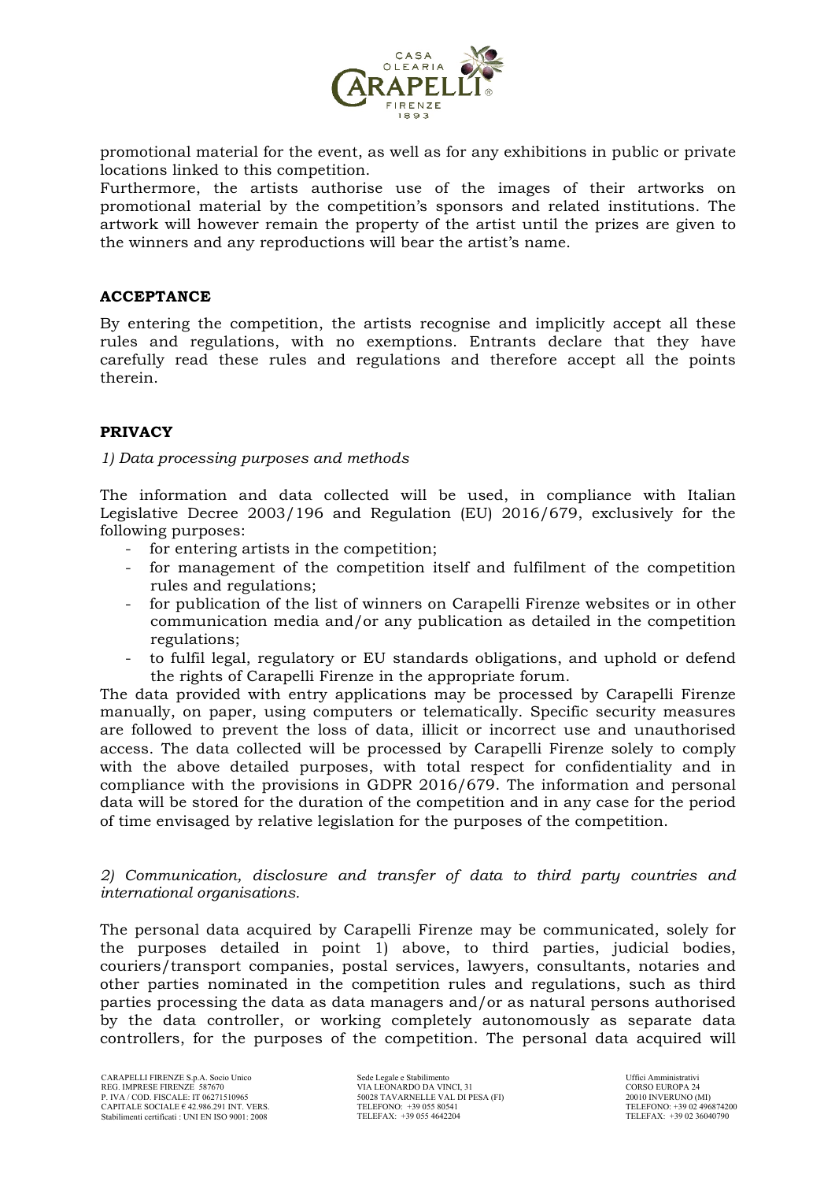promotional material for the event, as well as for any exhibitions in public or private locations linked to this competition.

Furthermore, the artists authorise use of the images of their artworks on promotional material by the competition's sponsors and related institutions. The artwork will however remain the property of the artist until the prizes are given to the winners and any reproductions will bear the artist's name.

## ACCEPTANCE

By entering the competition, the artists recognise and implicitly accept all these rules and regulations, with no exemptions. Entrants declare that they have carefully read these rules and regulations and therefore accept all the points therein.

## PRIVACY

*1) Data processing purposes and methods*

The information and data collected will be used, in compliance with Italian Legislative Decree 2003/196 and Regulation (EU) 2016/679, exclusively for the following purposes:

- for entering artists in the competition;
- for management of the competition itself and fulfilment of the competition rules and regulations;
- for publication of the list of winners on Carapelli Firenze websites or in other communication media and/or any publication as detailed in the competition regulations;
- to fulfil legal, regulatory or EU standards obligations, and uphold or defend the rights of Carapelli Firenze in the appropriate forum.

The data provided with entry applications may be processed by Carapelli Firenze manually, on paper, using computers or telematically. Specific security measures are followed to prevent the loss of data, illicit or incorrect use and unauthorised access. The data collected will be processed by Carapelli Firenze solely to comply with the above detailed purposes, with total respect for confidentiality and in compliance with the provisions in GDPR 2016/679. The information and personal data will be stored for the duration of the competition and in any case for the period of time envisaged by relative legislation for the purposes of the competition.

*2) Communication, disclosure and transfer of data to third party countries and international organisations.*

The personal data acquired by Carapelli Firenze may be communicated, solely for the purposes detailed in point 1) above, to third parties, judicial bodies, couriers/transport companies, postal services, lawyers, consultants, notaries and other parties nominated in the competition rules and regulations, such as third parties processing the data as data managers and/or as natural persons authorised by the data controller, or working completely autonomously as separate data controllers, for the purposes of the competition. The personal data acquired will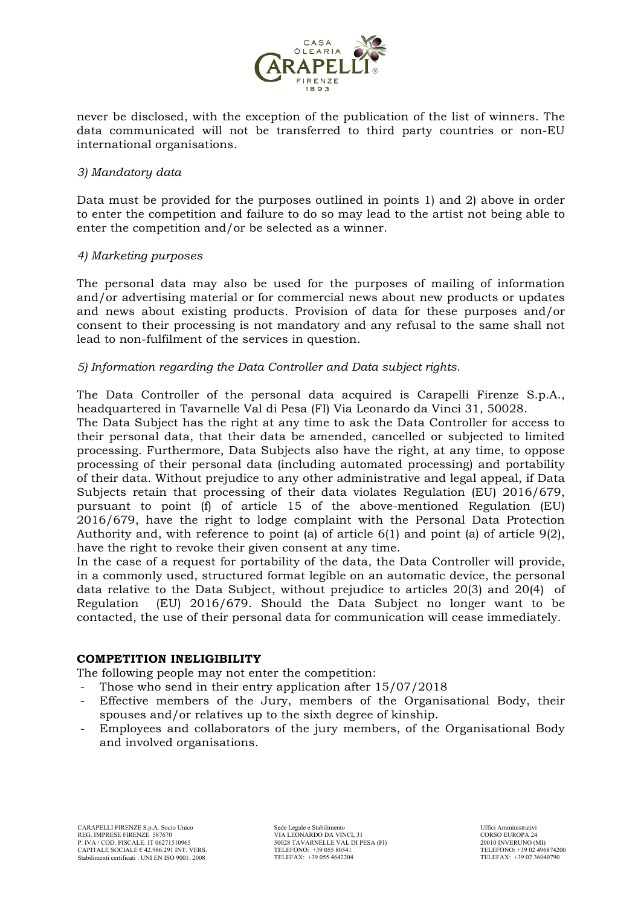never be disclosed, with the exception of the publication of the list of winners. The data communicated will not be transferred to third party countries or non-EU international organisations.

*3) Mandatory data*

Data must be provided for the purposes outlined in points 1) and 2) above in order to enter the competition and failure to do so may lead to the artist not being able to enter the competition and/or be selected as a winner.

*4) Marketing purposes*

The personal data may also be used for the purposes of mailing of information and/or advertising material or for commercial news about new products or updates and news about existing products. Provision of data for these purposes and/or consent to their processing is not mandatory and any refusal to the same shall not lead to non-fulfilment of the services in question.

*5) Information regarding the Data Controller and Data subject rights.*

The Data Controller of the personal data acquired is Carapelli Firenze S.p.A., headquartered in Tavarnelle Val di Pesa (FI) Via Leonardo da Vinci 31, 50028.
The Data Subject has the right at any time to ask the Data Controller for access to their personal data, that their data be amended, cancelled or subjected to limited processing. Furthermore, Data Subjects also have the right, at any time, to oppose processing of their personal data (including automated processing) and portability of their data. Without prejudice to any other administrative and legal appeal, if Data Subjects retain that processing of their data violates Regulation (EU) 2016/679, pursuant to point (f) of article 15 of the above-mentioned Regulation (EU) 2016/679, have the right to lodge complaint with the Personal Data Protection Authority and, with reference to point (a) of article 6(1) and point (a) of article 9(2), have the right to revoke their given consent at any time.
In the case of a request for portability of the data, the Data Controller will provide, in a commonly used, structured format legible on an automatic device, the personal data relative to the Data Subject, without prejudice to articles 20(3) and 20(4) of Regulation (EU) 2016/679. Should the Data Subject no longer want to be contacted, the use of their personal data for communication will cease immediately.

**COMPETITION INELIGIBILITY**

The following people may not enter the competition:

- Those who send in their entry application after 15/07/2018
- Effective members of the Jury, members of the Organisational Body, their spouses and/or relatives up to the sixth degree of kinship.
- Employees and collaborators of the jury members, of the Organisational Body and involved organisations.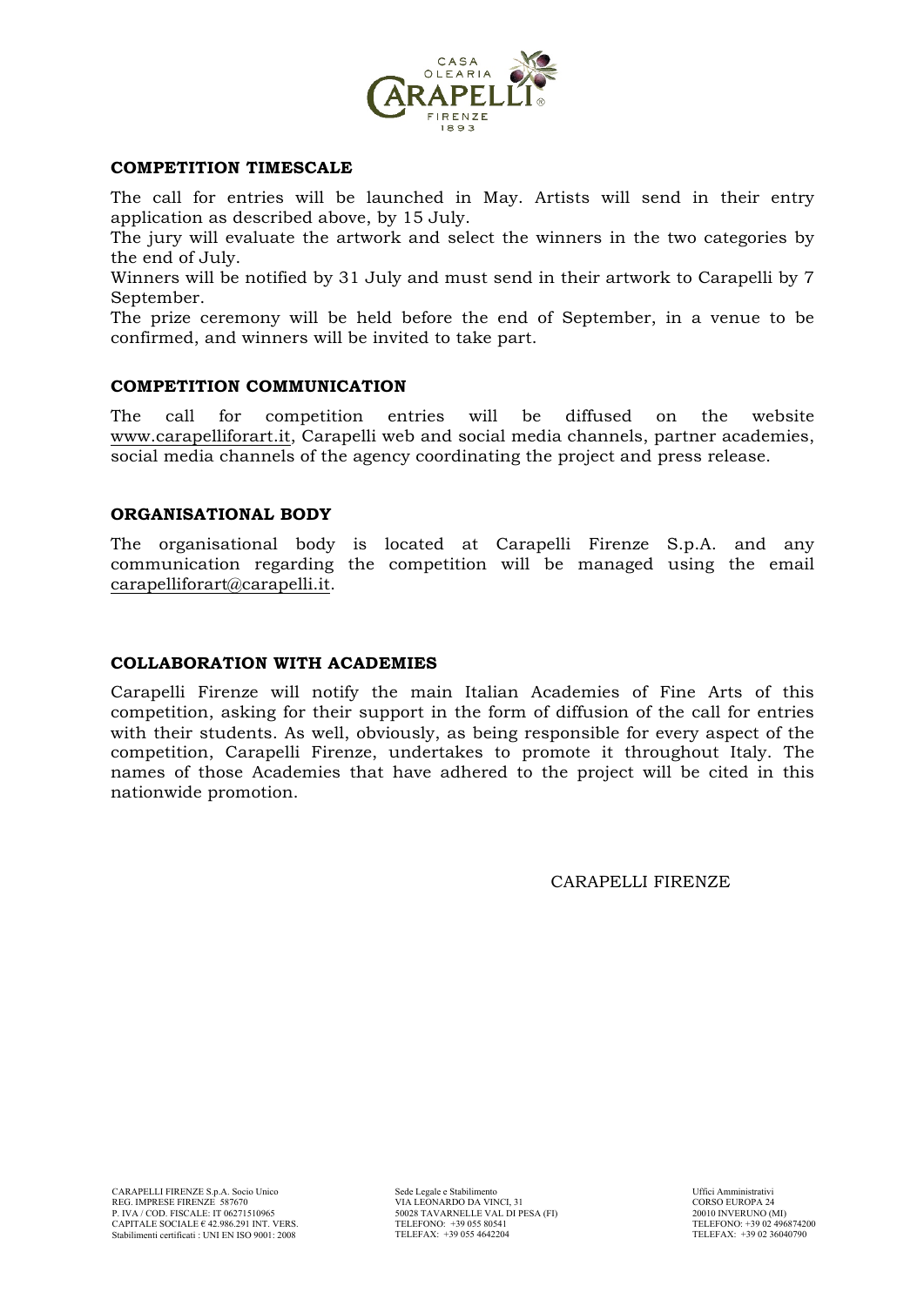## COMPETITION TIMESCALE

The call for entries will be launched in May. Artists will send in their entry application as described above, by 15 July.

The jury will evaluate the artwork and select the winners in the two categories by the end of July.

Winners will be notified by 31 July and must send in their artwork to Carapelli by 7 September.

The prize ceremony will be held before the end of September, in a venue to be confirmed, and winners will be invited to take part.

## COMPETITION COMMUNICATION

The call for competition entries will be diffused on the website www.carapelliforart.it, Carapelli web and social media channels, partner academies, social media channels of the agency coordinating the project and press release.

## ORGANISATIONAL BODY

The organisational body is located at Carapelli Firenze S.p.A. and any communication regarding the competition will be managed using the email carapelliforart@carapelli.it.

## COLLABORATION WITH ACADEMIES

Carapelli Firenze will notify the main Italian Academies of Fine Arts of this competition, asking for their support in the form of diffusion of the call for entries with their students. As well, obviously, as being responsible for every aspect of the competition, Carapelli Firenze, undertakes to promote it throughout Italy. The names of those Academies that have adhered to the project will be cited in this nationwide promotion.

CARAPELLI FIRENZE